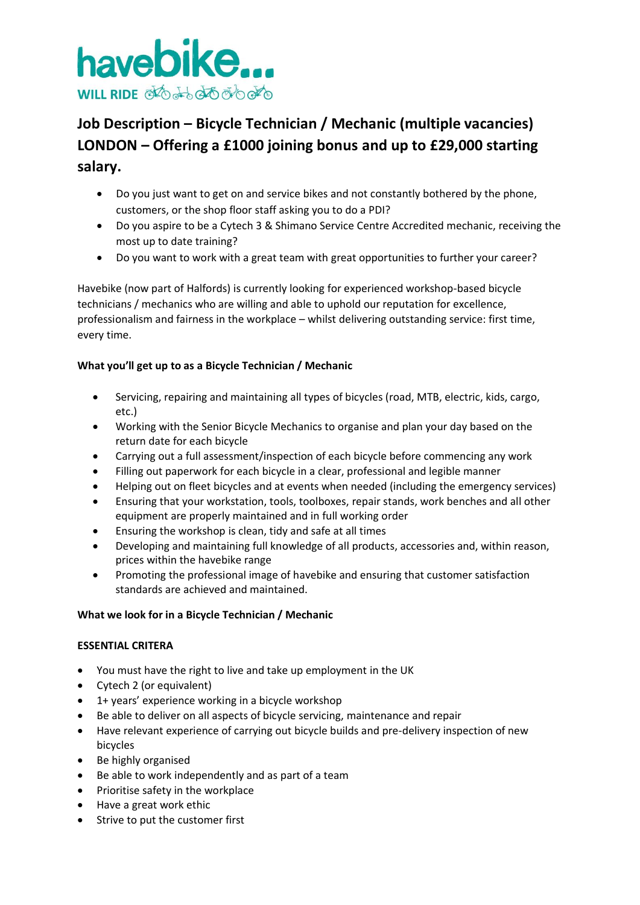havebike...

WILL RIDE

# Job Description – Bicycle Technician / Mechanic (multiple vacancies) LONDON – Offering a £1000 joining bonus and up to £29,000 starting salary.

- Do you just want to get on and service bikes and not constantly bothered by the phone, customers, or the shop floor staff asking you to do a PDI?
- Do you aspire to be a Cytech 3 & Shimano Service Centre Accredited mechanic, receiving the most up to date training?
- Do you want to work with a great team with great opportunities to further your career?

Havebike (now part of Halfords) is currently looking for experienced workshop-based bicycle technicians / mechanics who are willing and able to uphold our reputation for excellence, professionalism and fairness in the workplace – whilst delivering outstanding service: first time, every time.

**What you'll get up to as a Bicycle Technician / Mechanic**

- Servicing, repairing and maintaining all types of bicycles (road, MTB, electric, kids, cargo, etc.)
- Working with the Senior Bicycle Mechanics to organise and plan your day based on the return date for each bicycle
- Carrying out a full assessment/inspection of each bicycle before commencing any work
- Filling out paperwork for each bicycle in a clear, professional and legible manner
- Helping out on fleet bicycles and at events when needed (including the emergency services)
- Ensuring that your workstation, tools, toolboxes, repair stands, work benches and all other equipment are properly maintained and in full working order
- Ensuring the workshop is clean, tidy and safe at all times
- Developing and maintaining full knowledge of all products, accessories and, within reason, prices within the havebike range
- Promoting the professional image of havebike and ensuring that customer satisfaction standards are achieved and maintained.

**What we look for in a Bicycle Technician / Mechanic**

**ESSENTIAL CRITERA**

- You must have the right to live and take up employment in the UK
- Cytech 2 (or equivalent)
- 1+ years' experience working in a bicycle workshop
- Be able to deliver on all aspects of bicycle servicing, maintenance and repair
- Have relevant experience of carrying out bicycle builds and pre-delivery inspection of new bicycles
- Be highly organised
- Be able to work independently and as part of a team
- Prioritise safety in the workplace
- Have a great work ethic
- Strive to put the customer first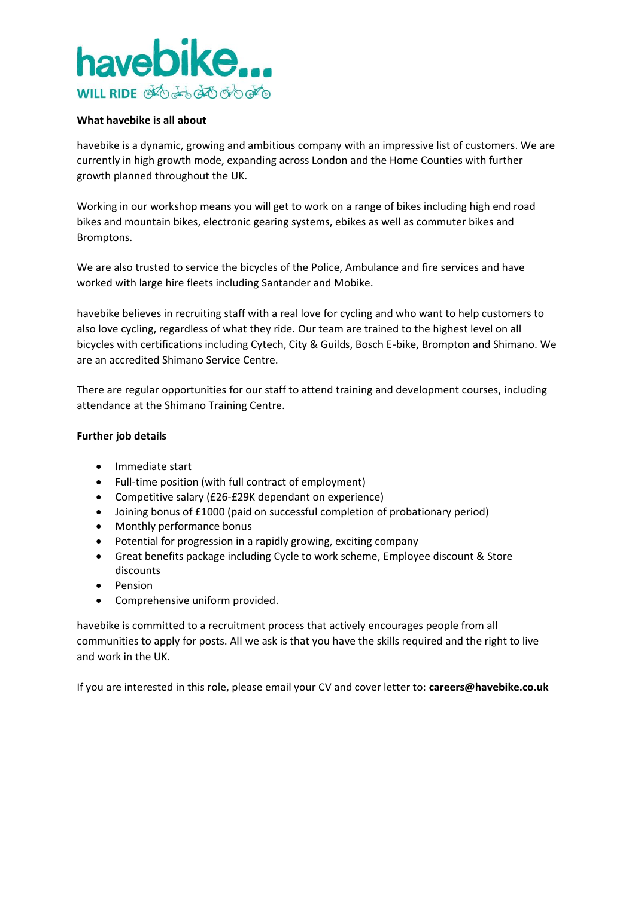havebike...
WILL RIDE

**What havebike is all about**

havebike is a dynamic, growing and ambitious company with an impressive list of customers. We are currently in high growth mode, expanding across London and the Home Counties with further growth planned throughout the UK.

Working in our workshop means you will get to work on a range of bikes including high end road bikes and mountain bikes, electronic gearing systems, ebikes as well as commuter bikes and Bromptons.

We are also trusted to service the bicycles of the Police, Ambulance and fire services and have worked with large hire fleets including Santander and Mobike.

havebike believes in recruiting staff with a real love for cycling and who want to help customers to also love cycling, regardless of what they ride. Our team are trained to the highest level on all bicycles with certifications including Cytech, City & Guilds, Bosch E-bike, Brompton and Shimano. We are an accredited Shimano Service Centre.

There are regular opportunities for our staff to attend training and development courses, including attendance at the Shimano Training Centre.

**Further job details**

- Immediate start
- Full-time position (with full contract of employment)
- Competitive salary (£26-£29K dependant on experience)
- Joining bonus of £1000 (paid on successful completion of probationary period)
- Monthly performance bonus
- Potential for progression in a rapidly growing, exciting company
- Great benefits package including Cycle to work scheme, Employee discount & Store discounts
- Pension
- Comprehensive uniform provided.

havebike is committed to a recruitment process that actively encourages people from all communities to apply for posts. All we ask is that you have the skills required and the right to live and work in the UK.

If you are interested in this role, please email your CV and cover letter to: **careers@havebike.co.uk**